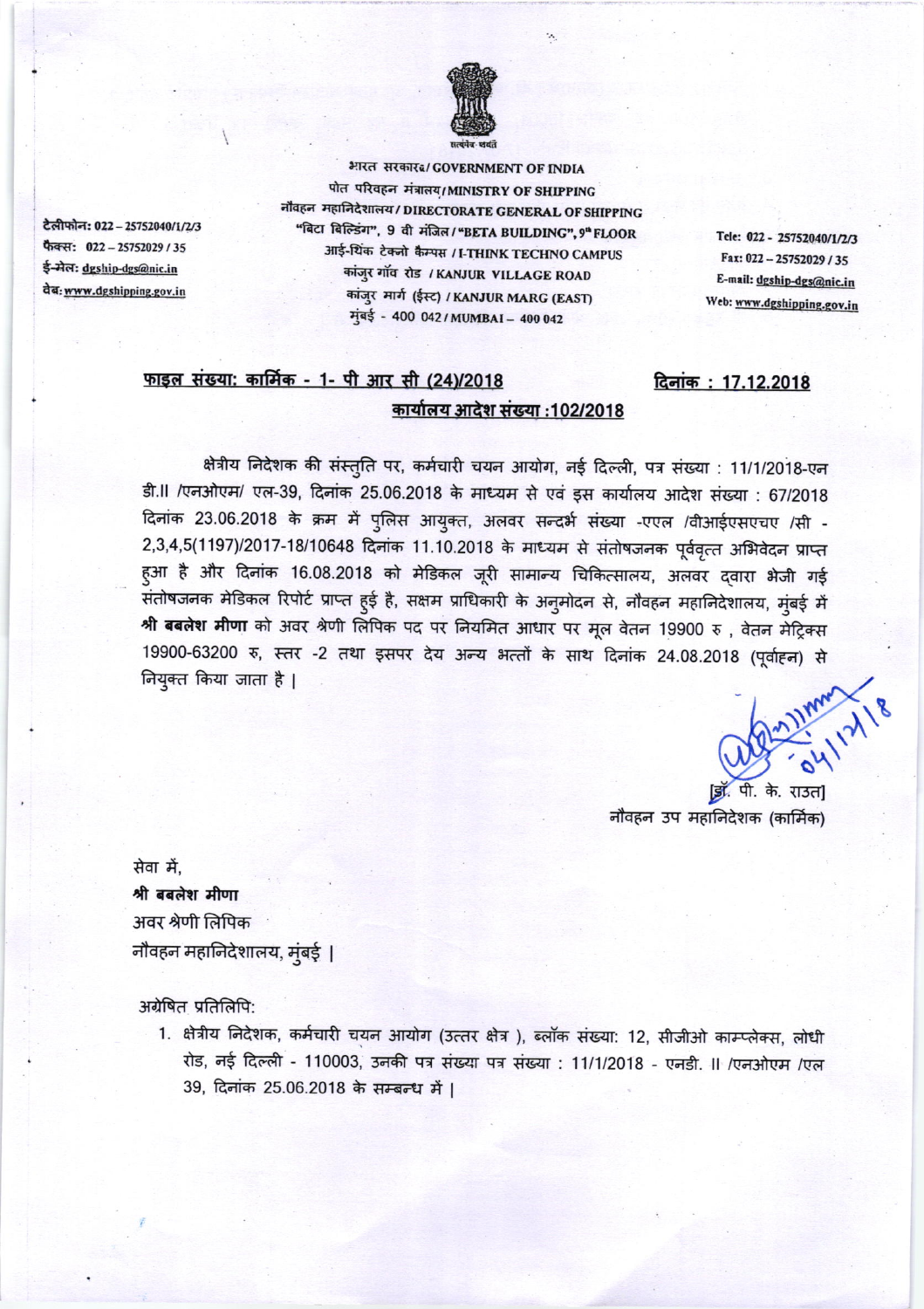सत्यमेव जयते

भारत सरकार/ GOVERNMENT OF INDIA
पोत परिवहन मंत्रालय/ MINISTRY OF SHIPPING
नौवहन महानिदेशालय / DIRECTORATE GENERAL OF SHIPPING
"बिटा बिल्डिंग", 9 वी मंजिल / "BETA BUILDING", 9th FLOOR
आई-थिंक टेक्नो कैम्पस / I-THINK TECHNO CAMPUS
कांजुर गॉव रोड / KANJUR VILLAGE ROAD
कांजुर मार्ग (ईस्ट) / KANJUR MARG (EAST)
मुंबई - 400 042 / MUMBAI – 400 042

टेलीफोन: 022 – 25752040/1/2/3
फैक्स: 022 – 25752029 / 35
ई-मेल: dgship-dgs@nic.in
वेब: www.dgshipping.gov.in

Tele: 022 - 25752040/1/2/3
Fax: 022 – 25752029 / 35
E-mail: dgship-dgs@nic.in
Web: www.dgshipping.gov.in

**फाइल संख्या: कार्मिक - 1- पी आर सी (24)/2018** **दिनांक : 17.12.2018**

**कार्यालय आदेश संख्या :102/2018**

क्षेत्रीय निदेशक की संस्तुति पर, कर्मचारी चयन आयोग, नई दिल्ली, पत्र संख्या : 11/1/2018-एन डी.II /एनओएम/ एल-39, दिनांक 25.06.2018 के माध्यम से एवं इस कार्यालय आदेश संख्या : 67/2018 दिनांक 23.06.2018 के क्रम में पुलिस आयुक्त, अलवर सन्दर्भ संख्या -एएल /वीआईएसएचए /सी - 2,3,4,5(1197)/2017-18/10648 दिनांक 11.10.2018 के माध्यम से संतोषजनक पूर्ववृत्त अभिवेदन प्राप्त हुआ है और दिनांक 16.08.2018 को मेडिकल जूरी सामान्य चिकित्सालय, अलवर द्वारा भेजी गई संतोषजनक मेडिकल रिपोर्ट प्राप्त हुई है, सक्षम प्राधिकारी के अनुमोदन से, नौवहन महानिदेशालय, मुंबई में **श्री बबलेश मीणा** को अवर श्रेणी लिपिक पद पर नियमित आधार पर मूल वेतन 19900 रु , वेतन मेट्रिक्स 19900-63200 रु, स्तर -2 तथा इसपर देय अन्य भत्तों के साथ दिनांक 24.08.2018 (पूर्वाहन) से नियुक्त किया जाता है |

04/12/18

[डॉ. पी. के. राउत]
नौवहन उप महानिदेशक (कार्मिक)

सेवा में,
**श्री बबलेश मीणा**
अवर श्रेणी लिपिक
नौवहन महानिदेशालय, मुंबई |

अग्रेषित प्रतिलिपि:

1. क्षेत्रीय निदेशक, कर्मचारी चयन आयोग (उत्तर क्षेत्र ), ब्लॉक संख्या: 12, सीजीओ काम्प्लेक्स, लोधी रोड, नई दिल्ली - 110003, उनकी पत्र संख्या पत्र संख्या : 11/1/2018 - एनडी. II /एनओएम /एल 39, दिनांक 25.06.2018 के सम्बन्ध में |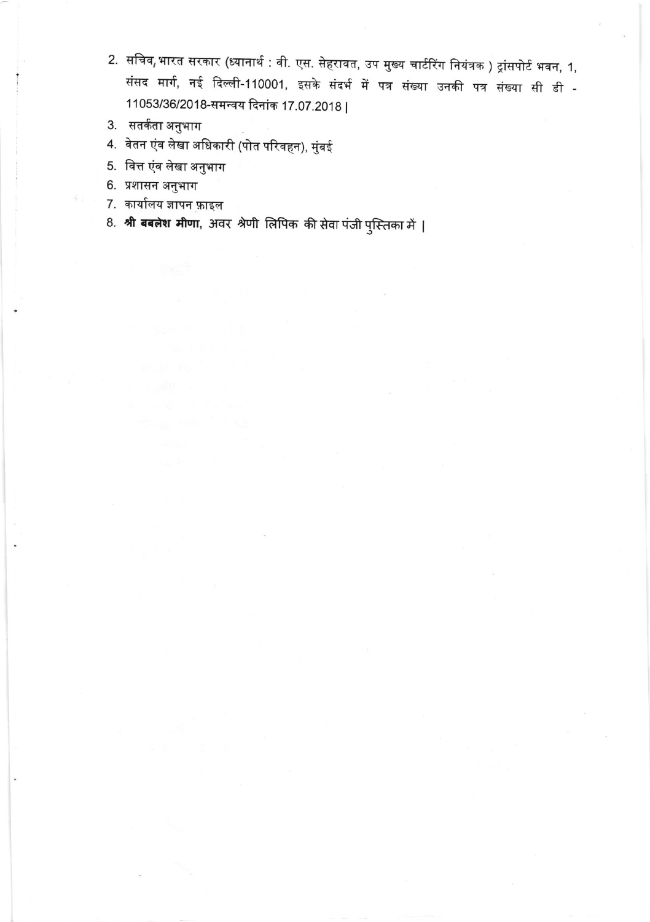2. सचिव, भारत सरकार (ध्यानार्थ : वी. एस. सेहरावत, उप मुख्य चार्टरिंग नियंत्रक ) ट्रांसपोर्ट भवन, 1, संसद मार्ग, नई दिल्ली-110001, इसके संदर्भ में पत्र संख्या उनकी पत्र संख्या सी डी - 11053/36/2018-समन्वय दिनांक 17.07.2018 |
3. सतर्कता अनुभाग
4. वेतन एंव लेखा अधिकारी (पोत परिवहन), मुंबई
5. वित्त एंव लेखा अनुभाग
6. प्रशासन अनुभाग
7. कार्यालय ज्ञापन फ़ाइल
8. **श्री बबलेश मीणा**, अवर श्रेणी लिपिक की सेवा पंजी पुस्तिका में |